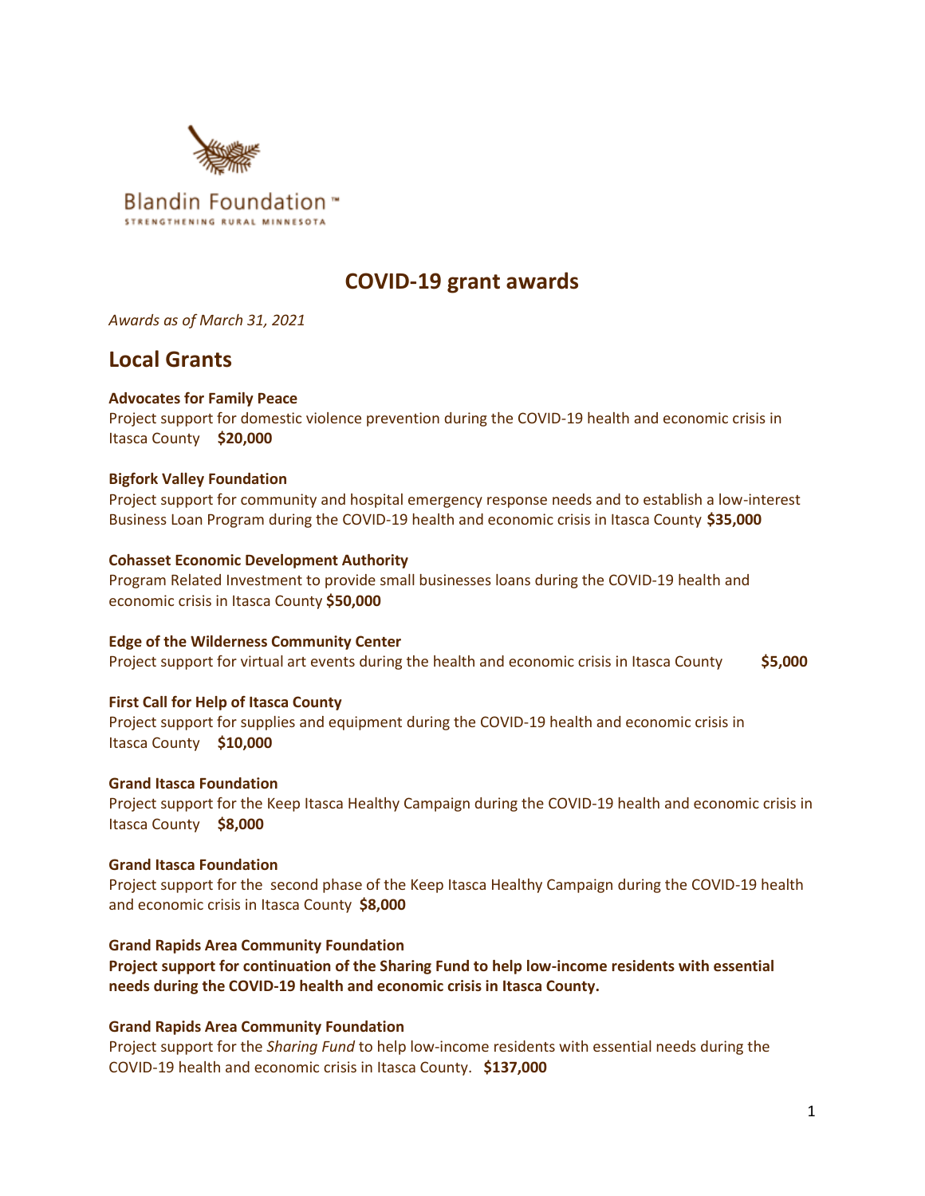Blandin Foundation™
STRENGTHENING RURAL MINNESOTA

# COVID-19 grant awards

*Awards as of March 31, 2021*

## Local Grants

**Advocates for Family Peace**
Project support for domestic violence prevention during the COVID-19 health and economic crisis in Itasca County **$20,000**

**Bigfork Valley Foundation**
Project support for community and hospital emergency response needs and to establish a low-interest Business Loan Program during the COVID-19 health and economic crisis in Itasca County **$35,000**

**Cohasset Economic Development Authority**
Program Related Investment to provide small businesses loans during the COVID-19 health and economic crisis in Itasca County **$50,000**

**Edge of the Wilderness Community Center**
Project support for virtual art events during the health and economic crisis in Itasca County **$5,000**

**First Call for Help of Itasca County**
Project support for supplies and equipment during the COVID-19 health and economic crisis in Itasca County **$10,000**

**Grand Itasca Foundation**
Project support for the Keep Itasca Healthy Campaign during the COVID-19 health and economic crisis in Itasca County **$8,000**

**Grand Itasca Foundation**
Project support for the second phase of the Keep Itasca Healthy Campaign during the COVID-19 health and economic crisis in Itasca County **$8,000**

**Grand Rapids Area Community Foundation**
**Project support for continuation of the Sharing Fund to help low-income residents with essential needs during the COVID-19 health and economic crisis in Itasca County.**

**Grand Rapids Area Community Foundation**
Project support for the *Sharing Fund* to help low-income residents with essential needs during the COVID-19 health and economic crisis in Itasca County. **$137,000**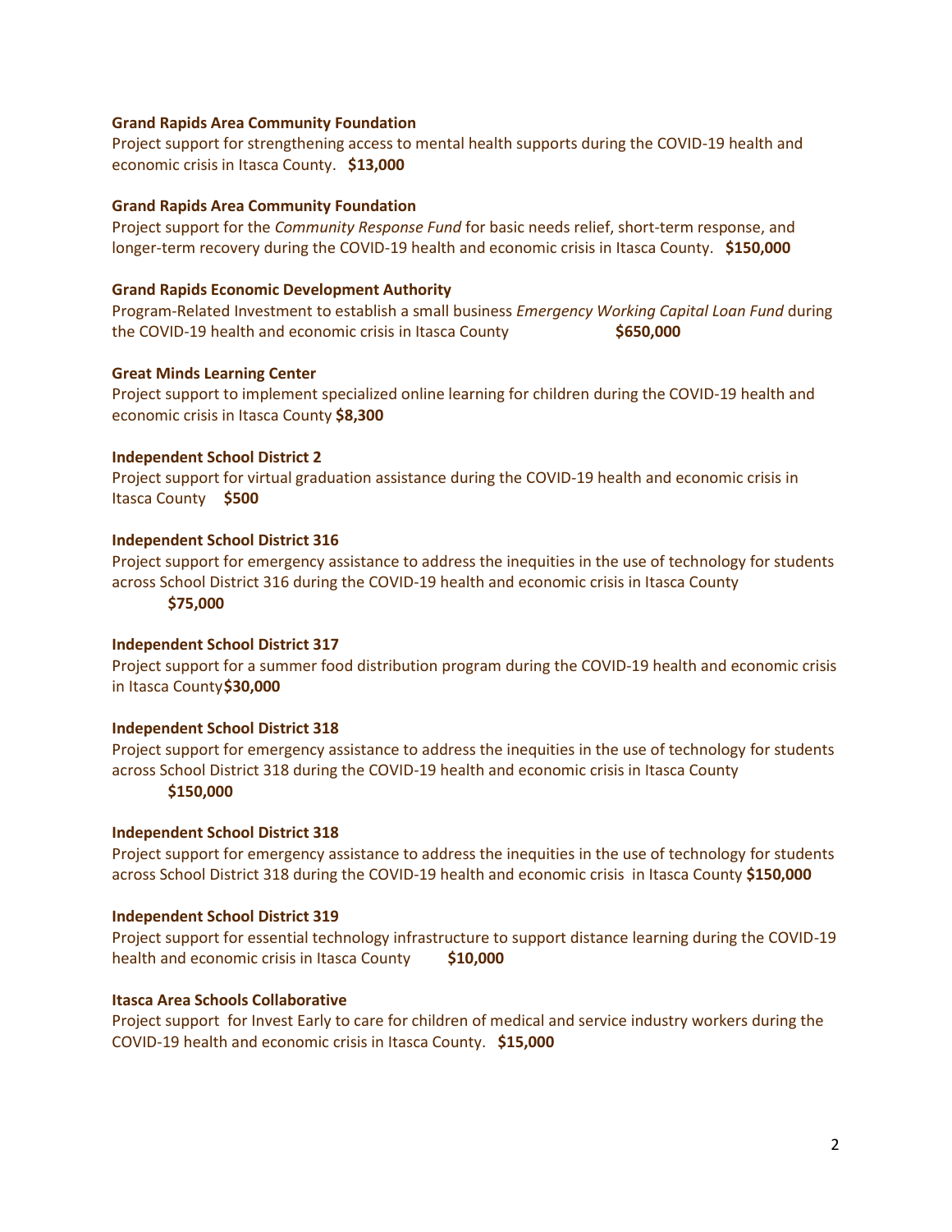**Grand Rapids Area Community Foundation**
Project support for strengthening access to mental health supports during the COVID-19 health and economic crisis in Itasca County. **$13,000**

**Grand Rapids Area Community Foundation**
Project support for the *Community Response Fund* for basic needs relief, short-term response, and longer-term recovery during the COVID-19 health and economic crisis in Itasca County. **$150,000**

**Grand Rapids Economic Development Authority**
Program-Related Investment to establish a small business *Emergency Working Capital Loan Fund* during the COVID-19 health and economic crisis in Itasca County **$650,000**

**Great Minds Learning Center**
Project support to implement specialized online learning for children during the COVID-19 health and economic crisis in Itasca County **$8,300**

**Independent School District 2**
Project support for virtual graduation assistance during the COVID-19 health and economic crisis in Itasca County **$500**

**Independent School District 316**
Project support for emergency assistance to address the inequities in the use of technology for students across School District 316 during the COVID-19 health and economic crisis in Itasca County **$75,000**

**Independent School District 317**
Project support for a summer food distribution program during the COVID-19 health and economic crisis in Itasca County **$30,000**

**Independent School District 318**
Project support for emergency assistance to address the inequities in the use of technology for students across School District 318 during the COVID-19 health and economic crisis in Itasca County **$150,000**

**Independent School District 318**
Project support for emergency assistance to address the inequities in the use of technology for students across School District 318 during the COVID-19 health and economic crisis in Itasca County **$150,000**

**Independent School District 319**
Project support for essential technology infrastructure to support distance learning during the COVID-19 health and economic crisis in Itasca County **$10,000**

**Itasca Area Schools Collaborative**
Project support for Invest Early to care for children of medical and service industry workers during the COVID-19 health and economic crisis in Itasca County. **$15,000**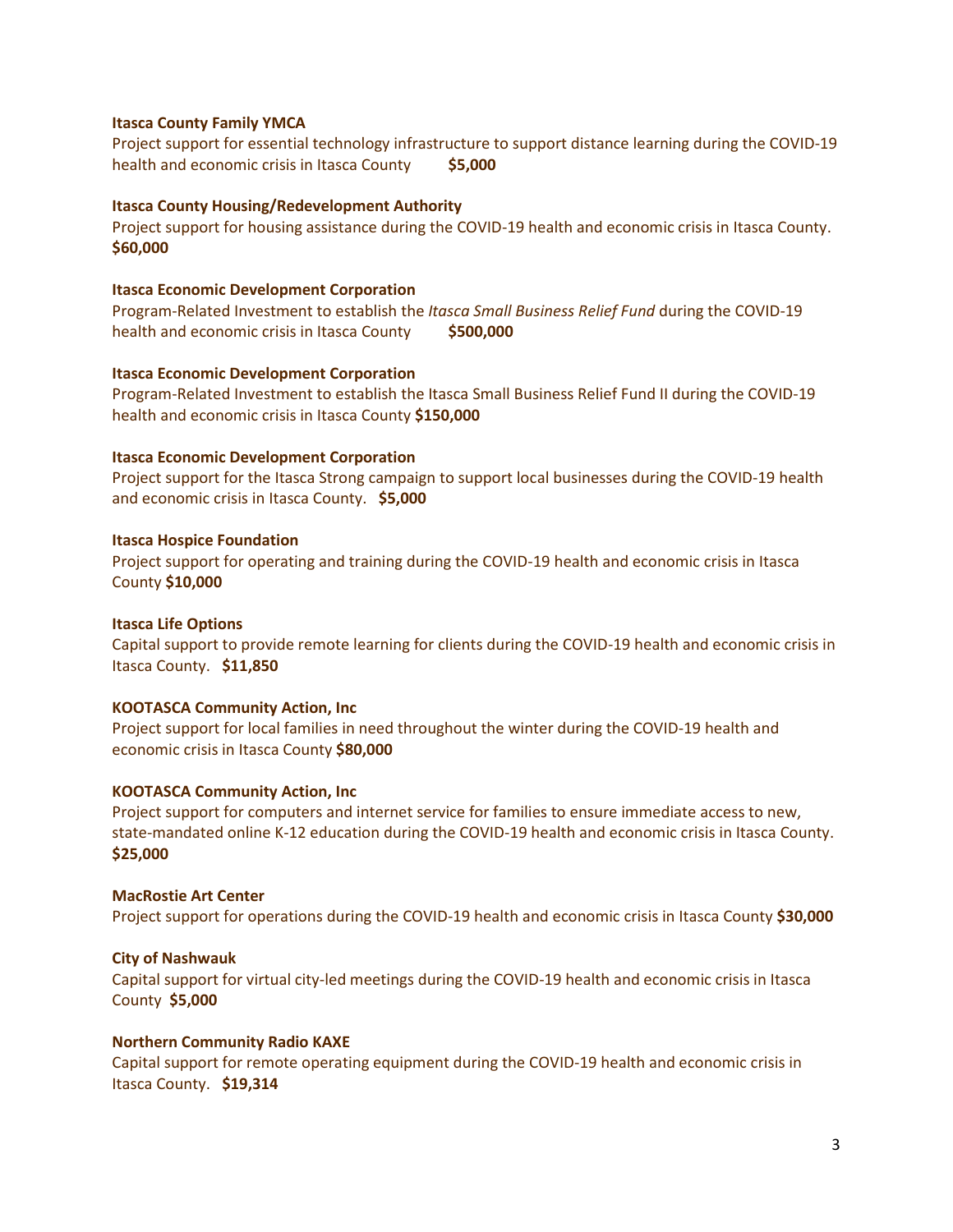**Itasca County Family YMCA**
Project support for essential technology infrastructure to support distance learning during the COVID-19 health and economic crisis in Itasca County **$5,000**

**Itasca County Housing/Redevelopment Authority**
Project support for housing assistance during the COVID-19 health and economic crisis in Itasca County. **$60,000**

**Itasca Economic Development Corporation**
Program-Related Investment to establish the *Itasca Small Business Relief Fund* during the COVID-19 health and economic crisis in Itasca County **$500,000**

**Itasca Economic Development Corporation**
Program-Related Investment to establish the Itasca Small Business Relief Fund II during the COVID-19 health and economic crisis in Itasca County **$150,000**

**Itasca Economic Development Corporation**
Project support for the Itasca Strong campaign to support local businesses during the COVID-19 health and economic crisis in Itasca County. **$5,000**

**Itasca Hospice Foundation**
Project support for operating and training during the COVID-19 health and economic crisis in Itasca County **$10,000**

**Itasca Life Options**
Capital support to provide remote learning for clients during the COVID-19 health and economic crisis in Itasca County. **$11,850**

**KOOTASCA Community Action, Inc**
Project support for local families in need throughout the winter during the COVID-19 health and economic crisis in Itasca County **$80,000**

**KOOTASCA Community Action, Inc**
Project support for computers and internet service for families to ensure immediate access to new, state-mandated online K-12 education during the COVID-19 health and economic crisis in Itasca County. **$25,000**

**MacRostie Art Center**
Project support for operations during the COVID-19 health and economic crisis in Itasca County **$30,000**

**City of Nashwauk**
Capital support for virtual city-led meetings during the COVID-19 health and economic crisis in Itasca County **$5,000**

**Northern Community Radio KAXE**
Capital support for remote operating equipment during the COVID-19 health and economic crisis in Itasca County. **$19,314**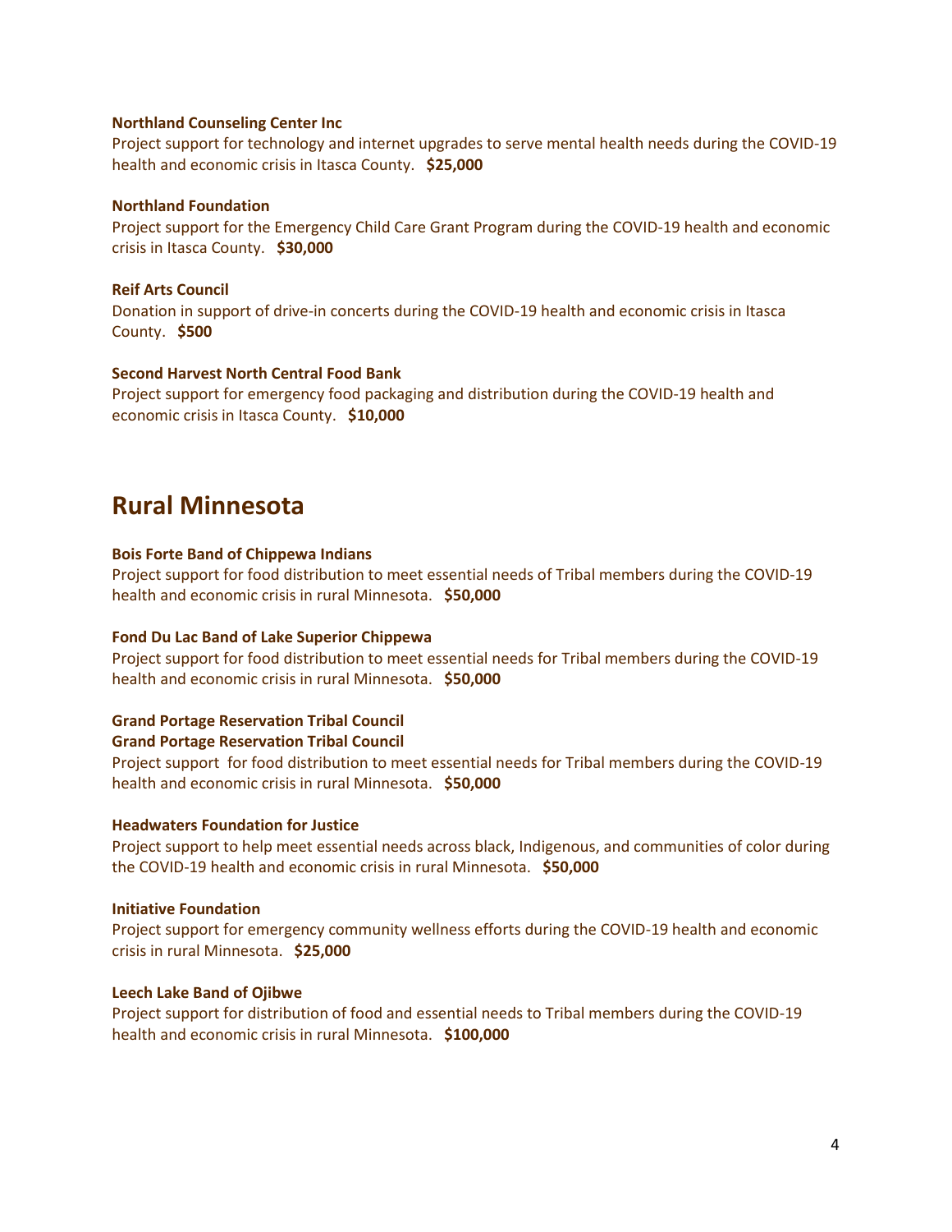**Northland Counseling Center Inc**
Project support for technology and internet upgrades to serve mental health needs during the COVID-19 health and economic crisis in Itasca County. **$25,000**

**Northland Foundation**
Project support for the Emergency Child Care Grant Program during the COVID-19 health and economic crisis in Itasca County. **$30,000**

**Reif Arts Council**
Donation in support of drive-in concerts during the COVID-19 health and economic crisis in Itasca County. **$500**

**Second Harvest North Central Food Bank**
Project support for emergency food packaging and distribution during the COVID-19 health and economic crisis in Itasca County. **$10,000**

## Rural Minnesota

**Bois Forte Band of Chippewa Indians**
Project support for food distribution to meet essential needs of Tribal members during the COVID-19 health and economic crisis in rural Minnesota. **$50,000**

**Fond Du Lac Band of Lake Superior Chippewa**
Project support for food distribution to meet essential needs for Tribal members during the COVID-19 health and economic crisis in rural Minnesota. **$50,000**

**Grand Portage Reservation Tribal Council**
**Grand Portage Reservation Tribal Council**
Project support for food distribution to meet essential needs for Tribal members during the COVID-19 health and economic crisis in rural Minnesota. **$50,000**

**Headwaters Foundation for Justice**
Project support to help meet essential needs across black, Indigenous, and communities of color during the COVID-19 health and economic crisis in rural Minnesota. **$50,000**

**Initiative Foundation**
Project support for emergency community wellness efforts during the COVID-19 health and economic crisis in rural Minnesota. **$25,000**

**Leech Lake Band of Ojibwe**
Project support for distribution of food and essential needs to Tribal members during the COVID-19 health and economic crisis in rural Minnesota. **$100,000**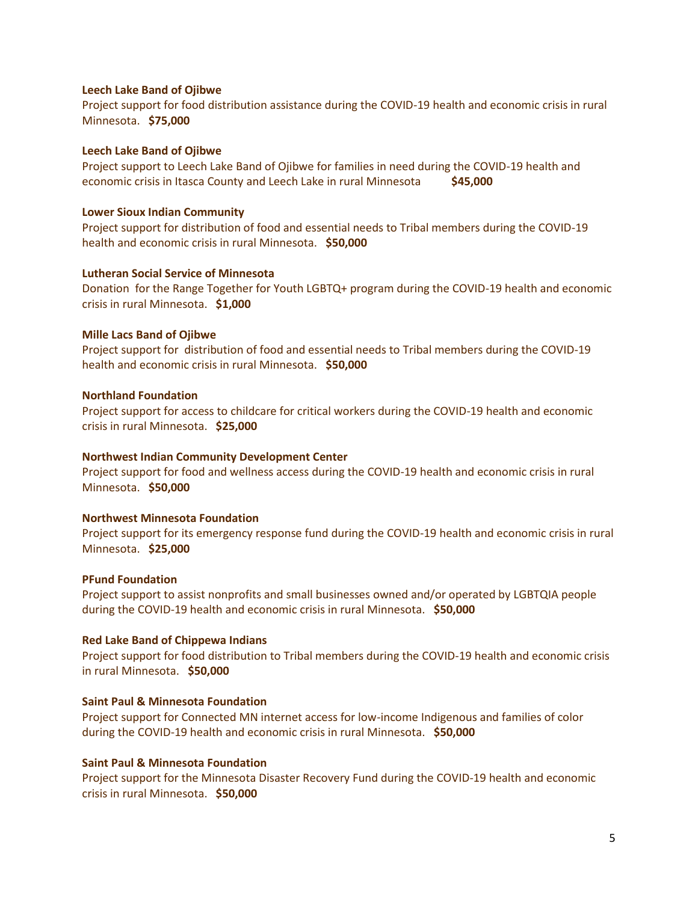**Leech Lake Band of Ojibwe**

Project support for food distribution assistance during the COVID-19 health and economic crisis in rural Minnesota. **$75,000**

**Leech Lake Band of Ojibwe**

Project support to Leech Lake Band of Ojibwe for families in need during the COVID-19 health and economic crisis in Itasca County and Leech Lake in rural Minnesota **$45,000**

**Lower Sioux Indian Community**

Project support for distribution of food and essential needs to Tribal members during the COVID-19 health and economic crisis in rural Minnesota. **$50,000**

**Lutheran Social Service of Minnesota**

Donation for the Range Together for Youth LGBTQ+ program during the COVID-19 health and economic crisis in rural Minnesota. **$1,000**

**Mille Lacs Band of Ojibwe**

Project support for distribution of food and essential needs to Tribal members during the COVID-19 health and economic crisis in rural Minnesota. **$50,000**

**Northland Foundation**

Project support for access to childcare for critical workers during the COVID-19 health and economic crisis in rural Minnesota. **$25,000**

**Northwest Indian Community Development Center**

Project support for food and wellness access during the COVID-19 health and economic crisis in rural Minnesota. **$50,000**

**Northwest Minnesota Foundation**

Project support for its emergency response fund during the COVID-19 health and economic crisis in rural Minnesota. **$25,000**

**PFund Foundation**

Project support to assist nonprofits and small businesses owned and/or operated by LGBTQIA people during the COVID-19 health and economic crisis in rural Minnesota. **$50,000**

**Red Lake Band of Chippewa Indians**

Project support for food distribution to Tribal members during the COVID-19 health and economic crisis in rural Minnesota. **$50,000**

**Saint Paul & Minnesota Foundation**

Project support for Connected MN internet access for low-income Indigenous and families of color during the COVID-19 health and economic crisis in rural Minnesota. **$50,000**

**Saint Paul & Minnesota Foundation**

Project support for the Minnesota Disaster Recovery Fund during the COVID-19 health and economic crisis in rural Minnesota. **$50,000**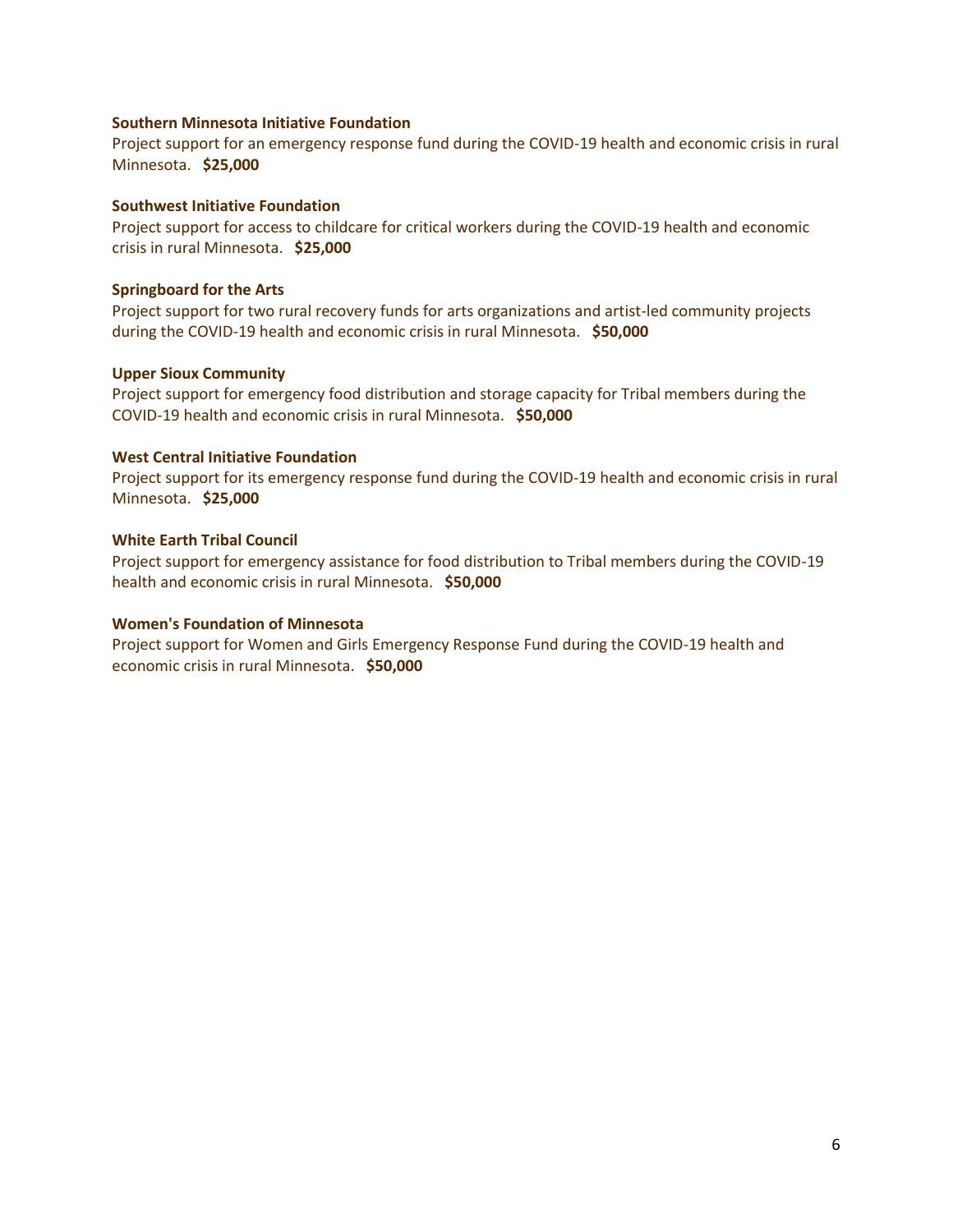**Southern Minnesota Initiative Foundation**
Project support for an emergency response fund during the COVID-19 health and economic crisis in rural Minnesota. **$25,000**

**Southwest Initiative Foundation**
Project support for access to childcare for critical workers during the COVID-19 health and economic crisis in rural Minnesota. **$25,000**

**Springboard for the Arts**
Project support for two rural recovery funds for arts organizations and artist-led community projects during the COVID-19 health and economic crisis in rural Minnesota. **$50,000**

**Upper Sioux Community**
Project support for emergency food distribution and storage capacity for Tribal members during the COVID-19 health and economic crisis in rural Minnesota. **$50,000**

**West Central Initiative Foundation**
Project support for its emergency response fund during the COVID-19 health and economic crisis in rural Minnesota. **$25,000**

**White Earth Tribal Council**
Project support for emergency assistance for food distribution to Tribal members during the COVID-19 health and economic crisis in rural Minnesota. **$50,000**

**Women's Foundation of Minnesota**
Project support for Women and Girls Emergency Response Fund during the COVID-19 health and economic crisis in rural Minnesota. **$50,000**